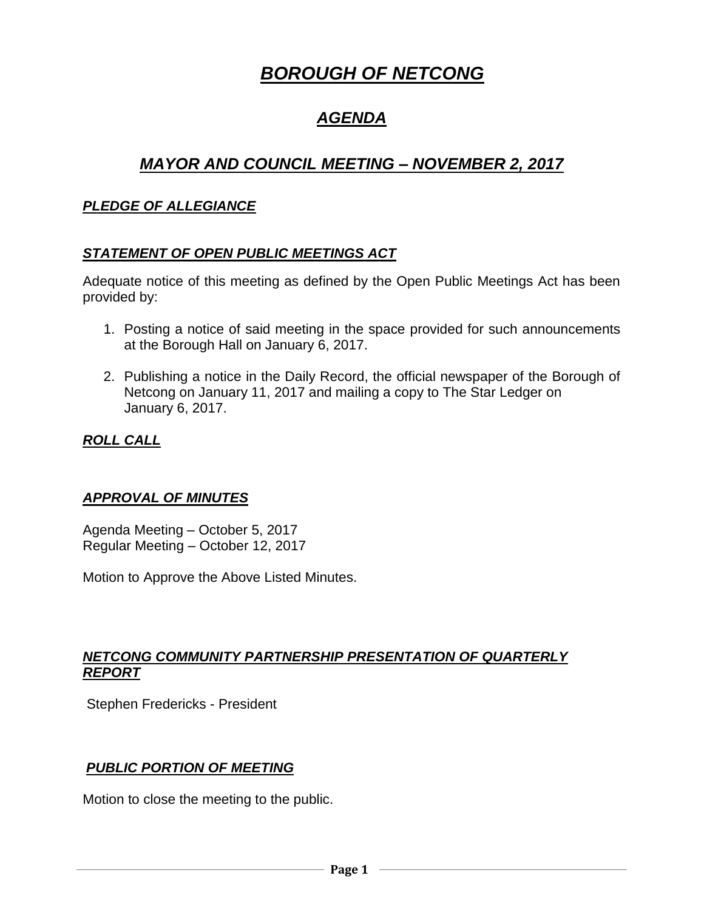# ***BOROUGH OF NETCONG***

## ***AGENDA***

## ***MAYOR AND COUNCIL MEETING – NOVEMBER 2, 2017***

### ***PLEDGE OF ALLEGIANCE***

### ***STATEMENT OF OPEN PUBLIC MEETINGS ACT***

Adequate notice of this meeting as defined by the Open Public Meetings Act has been provided by:

1. Posting a notice of said meeting in the space provided for such announcements at the Borough Hall on January 6, 2017.

2. Publishing a notice in the Daily Record, the official newspaper of the Borough of Netcong on January 11, 2017 and mailing a copy to The Star Ledger on January 6, 2017.

### ***ROLL CALL***

### ***APPROVAL OF MINUTES***

Agenda Meeting – October 5, 2017
Regular Meeting – October 12, 2017

Motion to Approve the Above Listed Minutes.

### ***NETCONG COMMUNITY PARTNERSHIP PRESENTATION OF QUARTERLY REPORT***

Stephen Fredericks - President

### ***PUBLIC PORTION OF MEETING***

Motion to close the meeting to the public.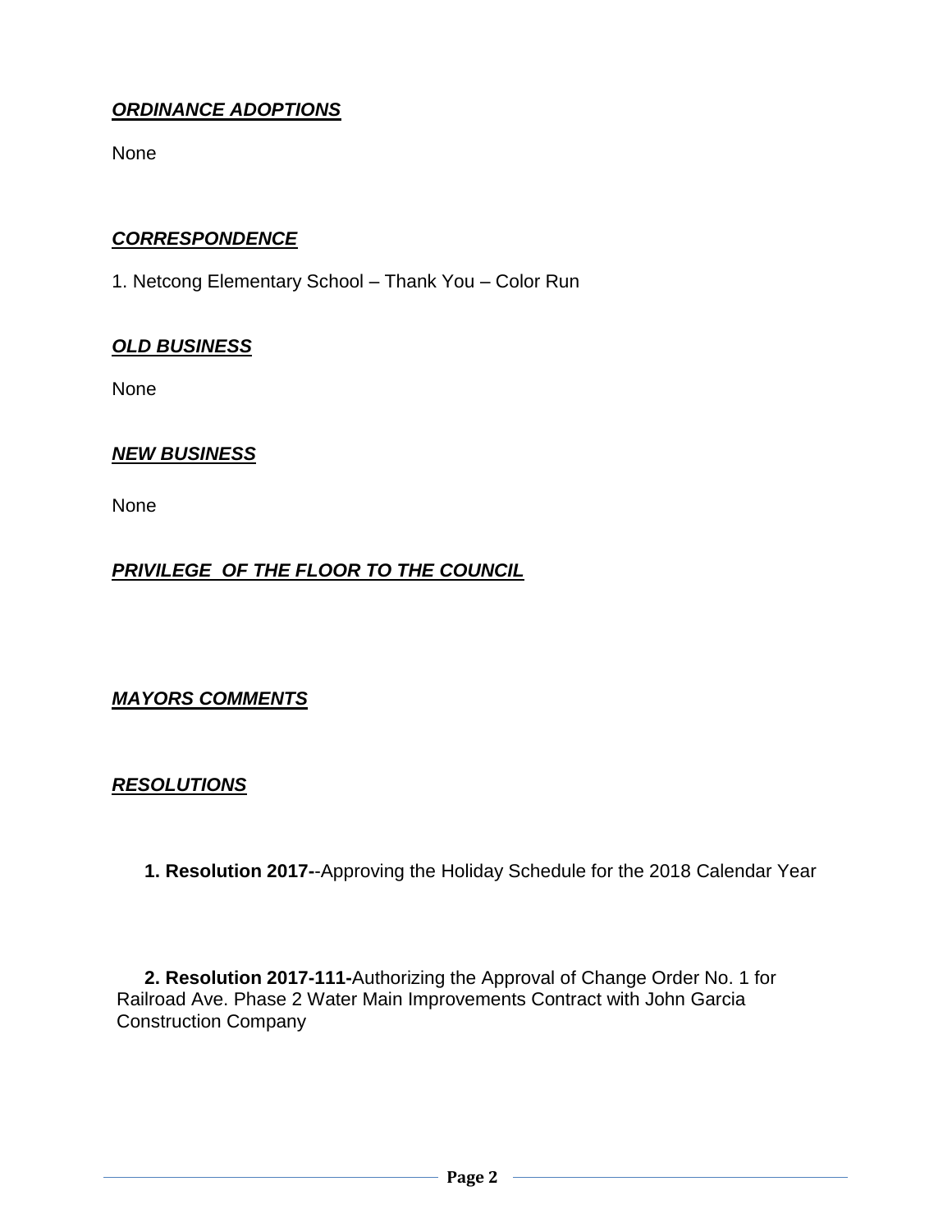***ORDINANCE ADOPTIONS***

None

***CORRESPONDENCE***

1. Netcong Elementary School – Thank You – Color Run

***OLD BUSINESS***

None

***NEW BUSINESS***

None

***PRIVILEGE OF THE FLOOR TO THE COUNCIL***

***MAYORS COMMENTS***

***RESOLUTIONS***

**1. Resolution 2017-**-Approving the Holiday Schedule for the 2018 Calendar Year

**2. Resolution 2017-111-**Authorizing the Approval of Change Order No. 1 for Railroad Ave. Phase 2 Water Main Improvements Contract with John Garcia Construction Company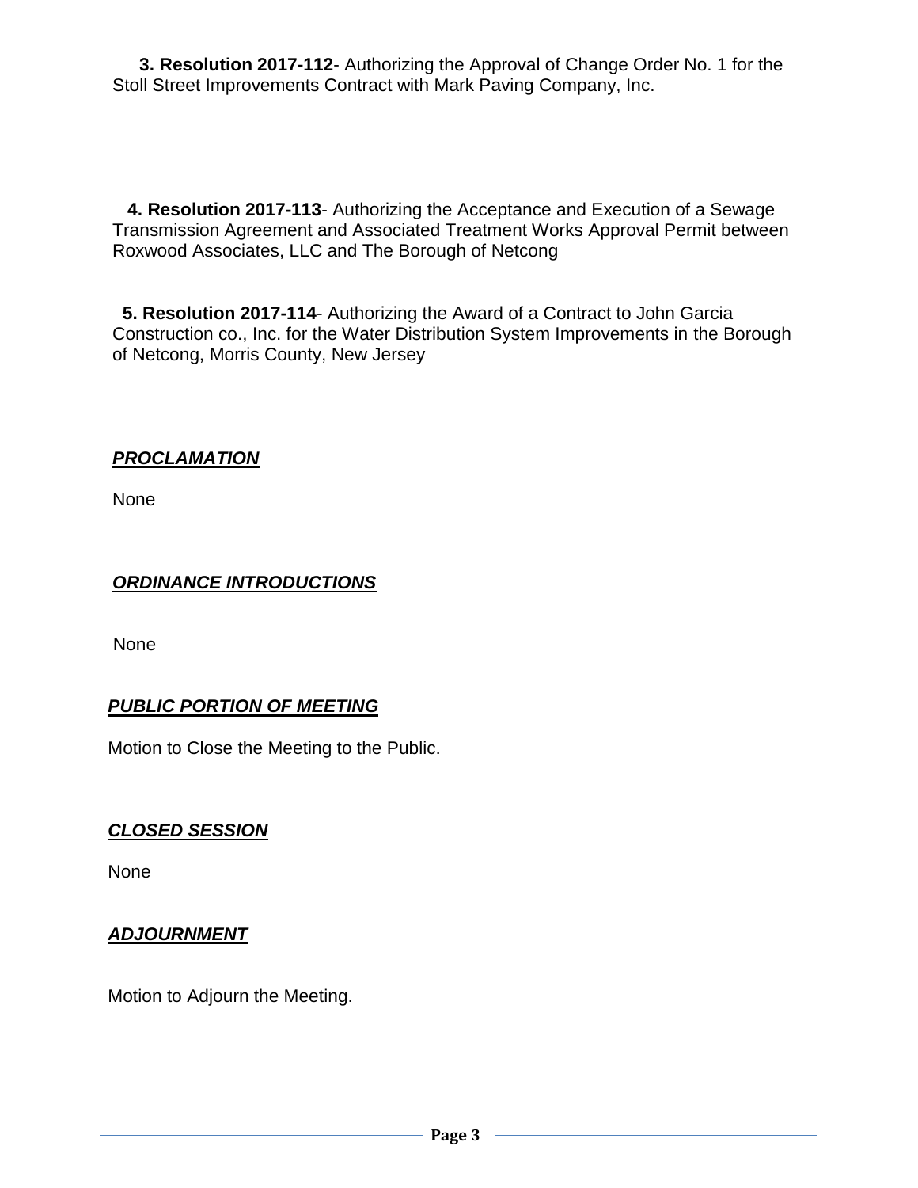**3. Resolution 2017-112**- Authorizing the Approval of Change Order No. 1 for the Stoll Street Improvements Contract with Mark Paving Company, Inc.

**4. Resolution 2017-113**- Authorizing the Acceptance and Execution of a Sewage Transmission Agreement and Associated Treatment Works Approval Permit between Roxwood Associates, LLC and The Borough of Netcong

**5. Resolution 2017-114**- Authorizing the Award of a Contract to John Garcia Construction co., Inc. for the Water Distribution System Improvements in the Borough of Netcong, Morris County, New Jersey

***PROCLAMATION***

None

***ORDINANCE INTRODUCTIONS***

None

***PUBLIC PORTION OF MEETING***

Motion to Close the Meeting to the Public.

***CLOSED SESSION***

None

***ADJOURNMENT***

Motion to Adjourn the Meeting.